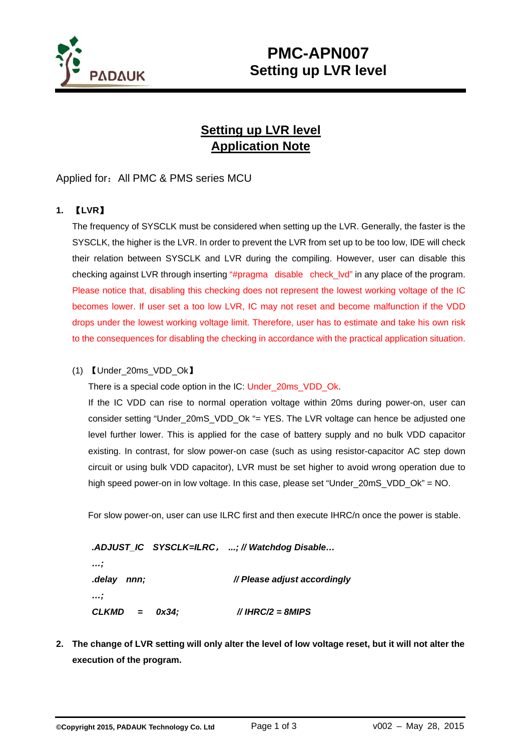# PMC-APN007
# Setting up LVR level

## Setting up LVR level Application Note

Applied for：All PMC & PMS series MCU

**1. 【LVR】**

The frequency of SYSCLK must be considered when setting up the LVR. Generally, the faster is the SYSCLK, the higher is the LVR. In order to prevent the LVR from set up to be too low, IDE will check their relation between SYSCLK and LVR during the compiling. However, user can disable this checking against LVR through inserting "#pragma disable check_lvd" in any place of the program. Please notice that, disabling this checking does not represent the lowest working voltage of the IC becomes lower. If user set a too low LVR, IC may not reset and become malfunction if the VDD drops under the lowest working voltage limit. Therefore, user has to estimate and take his own risk to the consequences for disabling the checking in accordance with the practical application situation.

(1) 【Under_20ms_VDD_Ok】

There is a special code option in the IC: Under_20ms_VDD_Ok.

If the IC VDD can rise to normal operation voltage within 20ms during power-on, user can consider setting "Under_20mS_VDD_Ok "= YES. The LVR voltage can hence be adjusted one level further lower. This is applied for the case of battery supply and no bulk VDD capacitor existing. In contrast, for slow power-on case (such as using resistor-capacitor AC step down circuit or using bulk VDD capacitor), LVR must be set higher to avoid wrong operation due to high speed power-on in low voltage. In this case, please set "Under_20mS_VDD_Ok" = NO.

For slow power-on, user can use ILRC first and then execute IHRC/n once the power is stable.

```
.ADJUST_IC   SYSCLK=ILRC，  ...; // Watchdog Disable…
…;
.delay   nnn;                        // Please adjust accordingly
…;
CLKMD    =    0x34;                  // IHRC/2 = 8MIPS
```

**2. The change of LVR setting will only alter the level of low voltage reset, but it will not alter the execution of the program.**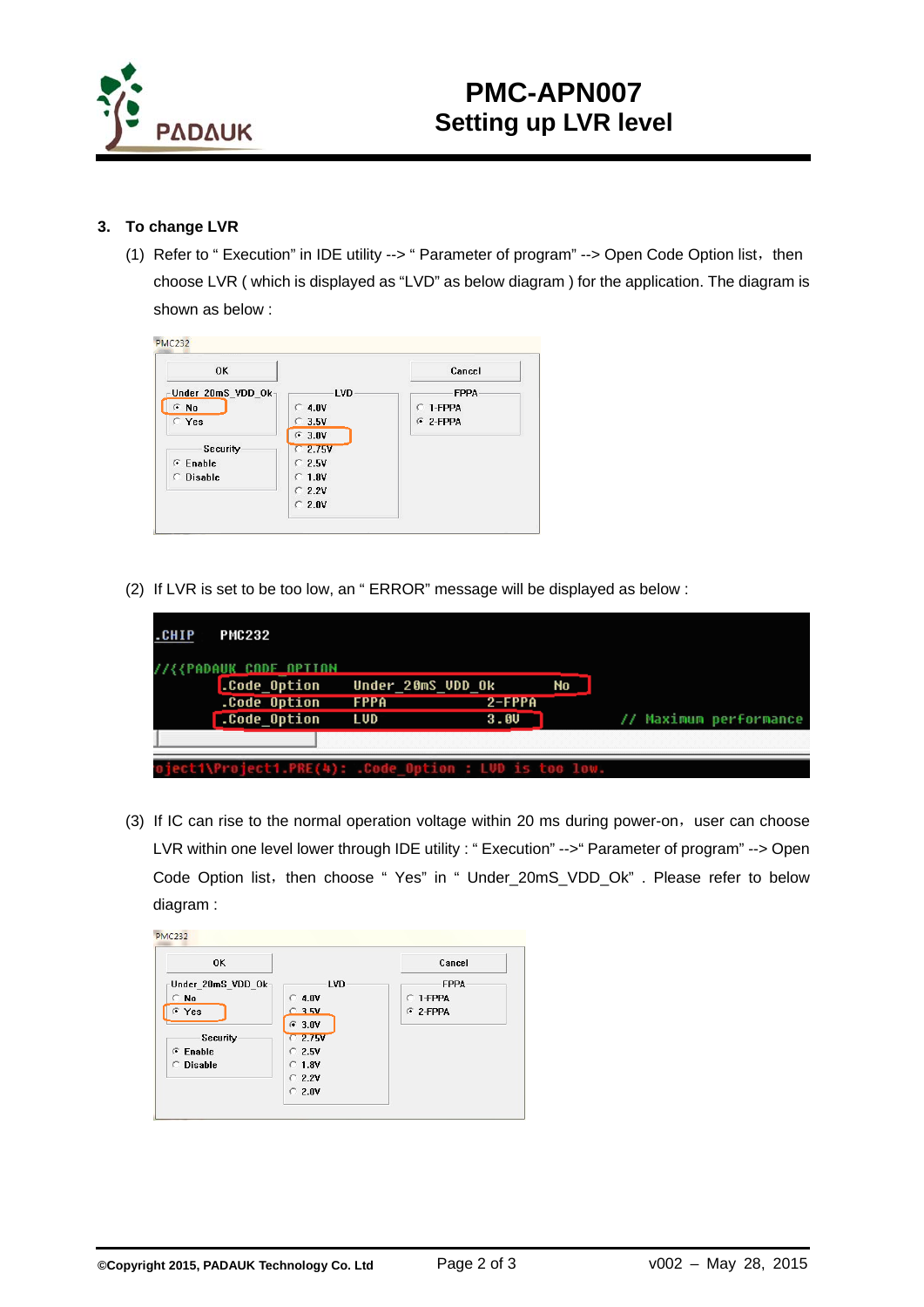### 3. To change LVR

(1) Refer to " Execution" in IDE utility --> " Parameter of program" --> Open Code Option list, then choose LVR ( which is displayed as "LVD" as below diagram ) for the application. The diagram is shown as below :

(2) If LVR is set to be too low, an " ERROR" message will be displayed as below :

(3) If IC can rise to the normal operation voltage within 20 ms during power-on, user can choose LVR within one level lower through IDE utility : " Execution" -->" Parameter of program" --> Open Code Option list, then choose " Yes" in " Under_20mS_VDD_Ok" . Please refer to below diagram :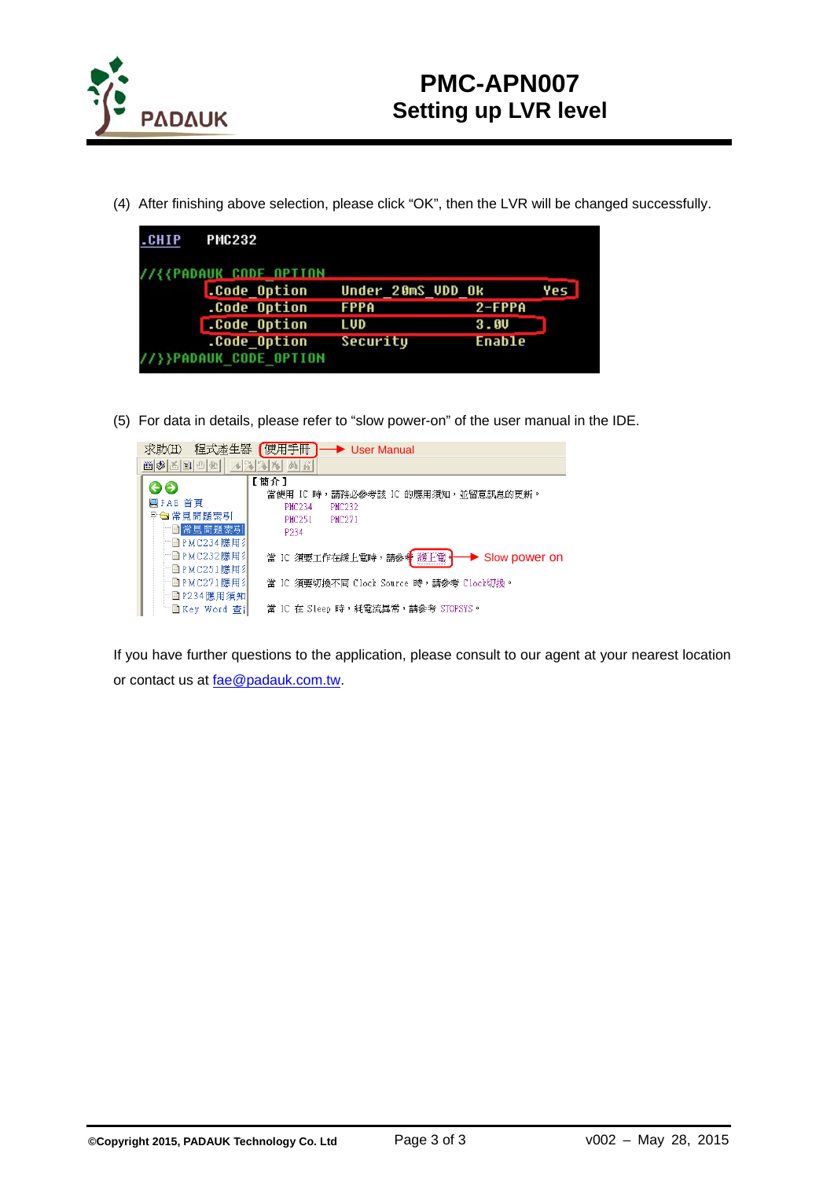(4) After finishing above selection, please click “OK”, then the LVR will be changed successfully.

```
.CHIP    PMC232

//{{PADAUK_CODE_OPTION
    .Code_Option    Under_20mS_VDD_Ok        Yes
    .Code_Option    FPPA                2-FPPA
    .Code_Option    LVD                 3.0V
    .Code_Option    Security            Enable
//}}PADAUK_CODE_OPTION
```

(5) For data in details, please refer to “slow power-on” of the user manual in the IDE.

求助(H)  程式產生器  使用手冊 → User Manual

FAE 首頁
常見問題索引
常見問題索引
PMC234應用須知
PMC232應用須知
PMC251應用須知
PMC271應用須知
P234應用須知
Key Word 查詢

【簡介】
當使用 IC 時，請務必參考該 IC 的應用須知，並留意訊息的更新。
PMC234　PMC232
PMC251　PMC271
P234

當 IC 須要工作在緩上電時，請參考 緩上電。 → Slow power on

當 IC 須要切換不同 Clock Source 時，請參考 Clock切換。

當 IC 在 Sleep 時，耗電流異常，請參考 STOPSYS。

If you have further questions to the application, please consult to our agent at your nearest location or contact us at fae@padauk.com.tw.